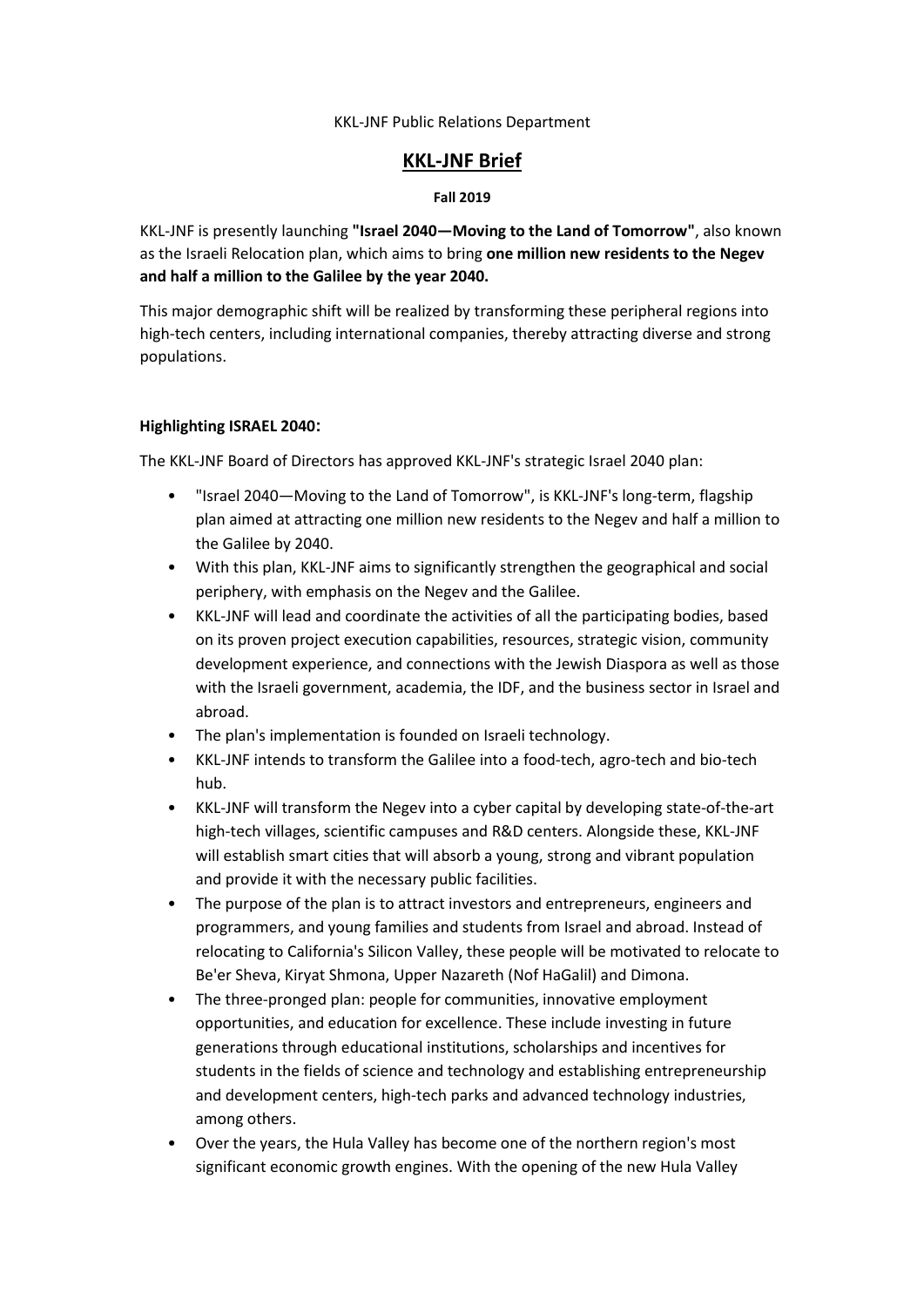KKL-JNF Public Relations Department

# KKL-JNF Brief

**Fall 2019**

KKL-JNF is presently launching **"Israel 2040—Moving to the Land of Tomorrow"**, also known as the Israeli Relocation plan, which aims to bring **one million new residents to the Negev and half a million to the Galilee by the year 2040.**

This major demographic shift will be realized by transforming these peripheral regions into high-tech centers, including international companies, thereby attracting diverse and strong populations.

### Highlighting ISRAEL 2040:

The KKL-JNF Board of Directors has approved KKL-JNF's strategic Israel 2040 plan:

- "Israel 2040—Moving to the Land of Tomorrow", is KKL-JNF's long-term, flagship plan aimed at attracting one million new residents to the Negev and half a million to the Galilee by 2040.
- With this plan, KKL-JNF aims to significantly strengthen the geographical and social periphery, with emphasis on the Negev and the Galilee.
- KKL-JNF will lead and coordinate the activities of all the participating bodies, based on its proven project execution capabilities, resources, strategic vision, community development experience, and connections with the Jewish Diaspora as well as those with the Israeli government, academia, the IDF, and the business sector in Israel and abroad.
- The plan's implementation is founded on Israeli technology.
- KKL-JNF intends to transform the Galilee into a food-tech, agro-tech and bio-tech hub.
- KKL-JNF will transform the Negev into a cyber capital by developing state-of-the-art high-tech villages, scientific campuses and R&D centers. Alongside these, KKL-JNF will establish smart cities that will absorb a young, strong and vibrant population and provide it with the necessary public facilities.
- The purpose of the plan is to attract investors and entrepreneurs, engineers and programmers, and young families and students from Israel and abroad. Instead of relocating to California's Silicon Valley, these people will be motivated to relocate to Be'er Sheva, Kiryat Shmona, Upper Nazareth (Nof HaGalil) and Dimona.
- The three-pronged plan: people for communities, innovative employment opportunities, and education for excellence. These include investing in future generations through educational institutions, scholarships and incentives for students in the fields of science and technology and establishing entrepreneurship and development centers, high-tech parks and advanced technology industries, among others.
- Over the years, the Hula Valley has become one of the northern region's most significant economic growth engines. With the opening of the new Hula Valley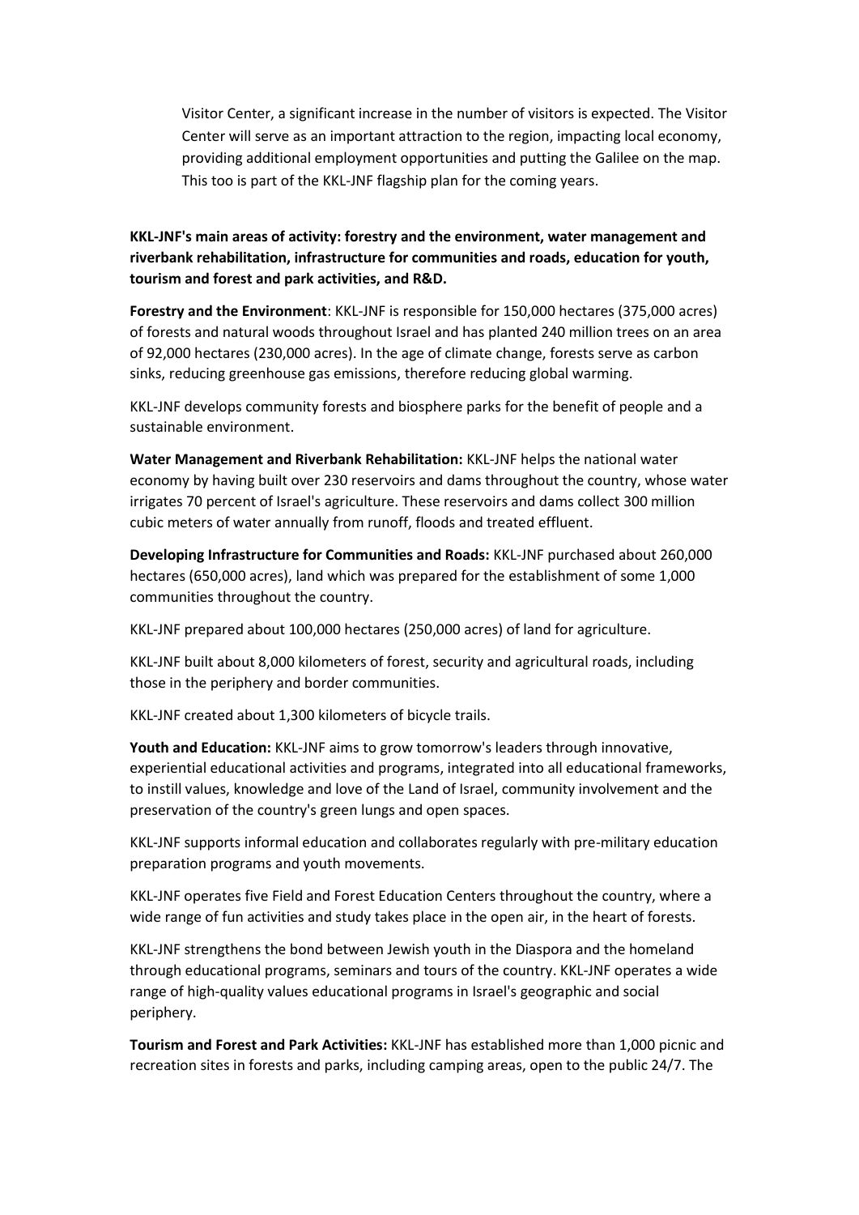Visitor Center, a significant increase in the number of visitors is expected. The Visitor Center will serve as an important attraction to the region, impacting local economy, providing additional employment opportunities and putting the Galilee on the map. This too is part of the KKL-JNF flagship plan for the coming years.

**KKL-JNF's main areas of activity: forestry and the environment, water management and riverbank rehabilitation, infrastructure for communities and roads, education for youth, tourism and forest and park activities, and R&D.**

**Forestry and the Environment**: KKL-JNF is responsible for 150,000 hectares (375,000 acres) of forests and natural woods throughout Israel and has planted 240 million trees on an area of 92,000 hectares (230,000 acres). In the age of climate change, forests serve as carbon sinks, reducing greenhouse gas emissions, therefore reducing global warming.

KKL-JNF develops community forests and biosphere parks for the benefit of people and a sustainable environment.

**Water Management and Riverbank Rehabilitation:** KKL-JNF helps the national water economy by having built over 230 reservoirs and dams throughout the country, whose water irrigates 70 percent of Israel's agriculture. These reservoirs and dams collect 300 million cubic meters of water annually from runoff, floods and treated effluent.

**Developing Infrastructure for Communities and Roads:** KKL-JNF purchased about 260,000 hectares (650,000 acres), land which was prepared for the establishment of some 1,000 communities throughout the country.

KKL-JNF prepared about 100,000 hectares (250,000 acres) of land for agriculture.

KKL-JNF built about 8,000 kilometers of forest, security and agricultural roads, including those in the periphery and border communities.

KKL-JNF created about 1,300 kilometers of bicycle trails.

**Youth and Education:** KKL-JNF aims to grow tomorrow's leaders through innovative, experiential educational activities and programs, integrated into all educational frameworks, to instill values, knowledge and love of the Land of Israel, community involvement and the preservation of the country's green lungs and open spaces.

KKL-JNF supports informal education and collaborates regularly with pre-military education preparation programs and youth movements.

KKL-JNF operates five Field and Forest Education Centers throughout the country, where a wide range of fun activities and study takes place in the open air, in the heart of forests.

KKL-JNF strengthens the bond between Jewish youth in the Diaspora and the homeland through educational programs, seminars and tours of the country. KKL-JNF operates a wide range of high-quality values educational programs in Israel's geographic and social periphery.

**Tourism and Forest and Park Activities:** KKL-JNF has established more than 1,000 picnic and recreation sites in forests and parks, including camping areas, open to the public 24/7. The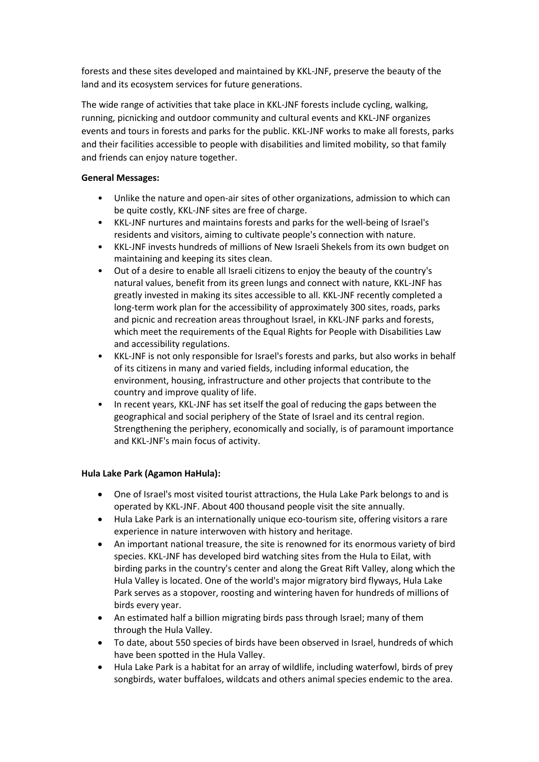forests and these sites developed and maintained by KKL-JNF, preserve the beauty of the land and its ecosystem services for future generations.

The wide range of activities that take place in KKL-JNF forests include cycling, walking, running, picnicking and outdoor community and cultural events and KKL-JNF organizes events and tours in forests and parks for the public. KKL-JNF works to make all forests, parks and their facilities accessible to people with disabilities and limited mobility, so that family and friends can enjoy nature together.

**General Messages:**

- Unlike the nature and open-air sites of other organizations, admission to which can be quite costly, KKL-JNF sites are free of charge.
- KKL-JNF nurtures and maintains forests and parks for the well-being of Israel's residents and visitors, aiming to cultivate people's connection with nature.
- KKL-JNF invests hundreds of millions of New Israeli Shekels from its own budget on maintaining and keeping its sites clean.
- Out of a desire to enable all Israeli citizens to enjoy the beauty of the country's natural values, benefit from its green lungs and connect with nature, KKL-JNF has greatly invested in making its sites accessible to all. KKL-JNF recently completed a long-term work plan for the accessibility of approximately 300 sites, roads, parks and picnic and recreation areas throughout Israel, in KKL-JNF parks and forests, which meet the requirements of the Equal Rights for People with Disabilities Law and accessibility regulations.
- KKL-JNF is not only responsible for Israel's forests and parks, but also works in behalf of its citizens in many and varied fields, including informal education, the environment, housing, infrastructure and other projects that contribute to the country and improve quality of life.
- In recent years, KKL-JNF has set itself the goal of reducing the gaps between the geographical and social periphery of the State of Israel and its central region. Strengthening the periphery, economically and socially, is of paramount importance and KKL-JNF's main focus of activity.

**Hula Lake Park (Agamon HaHula):**

- One of Israel's most visited tourist attractions, the Hula Lake Park belongs to and is operated by KKL-JNF. About 400 thousand people visit the site annually.
- Hula Lake Park is an internationally unique eco-tourism site, offering visitors a rare experience in nature interwoven with history and heritage.
- An important national treasure, the site is renowned for its enormous variety of bird species. KKL-JNF has developed bird watching sites from the Hula to Eilat, with birding parks in the country's center and along the Great Rift Valley, along which the Hula Valley is located. One of the world's major migratory bird flyways, Hula Lake Park serves as a stopover, roosting and wintering haven for hundreds of millions of birds every year.
- An estimated half a billion migrating birds pass through Israel; many of them through the Hula Valley.
- To date, about 550 species of birds have been observed in Israel, hundreds of which have been spotted in the Hula Valley.
- Hula Lake Park is a habitat for an array of wildlife, including waterfowl, birds of prey songbirds, water buffaloes, wildcats and others animal species endemic to the area.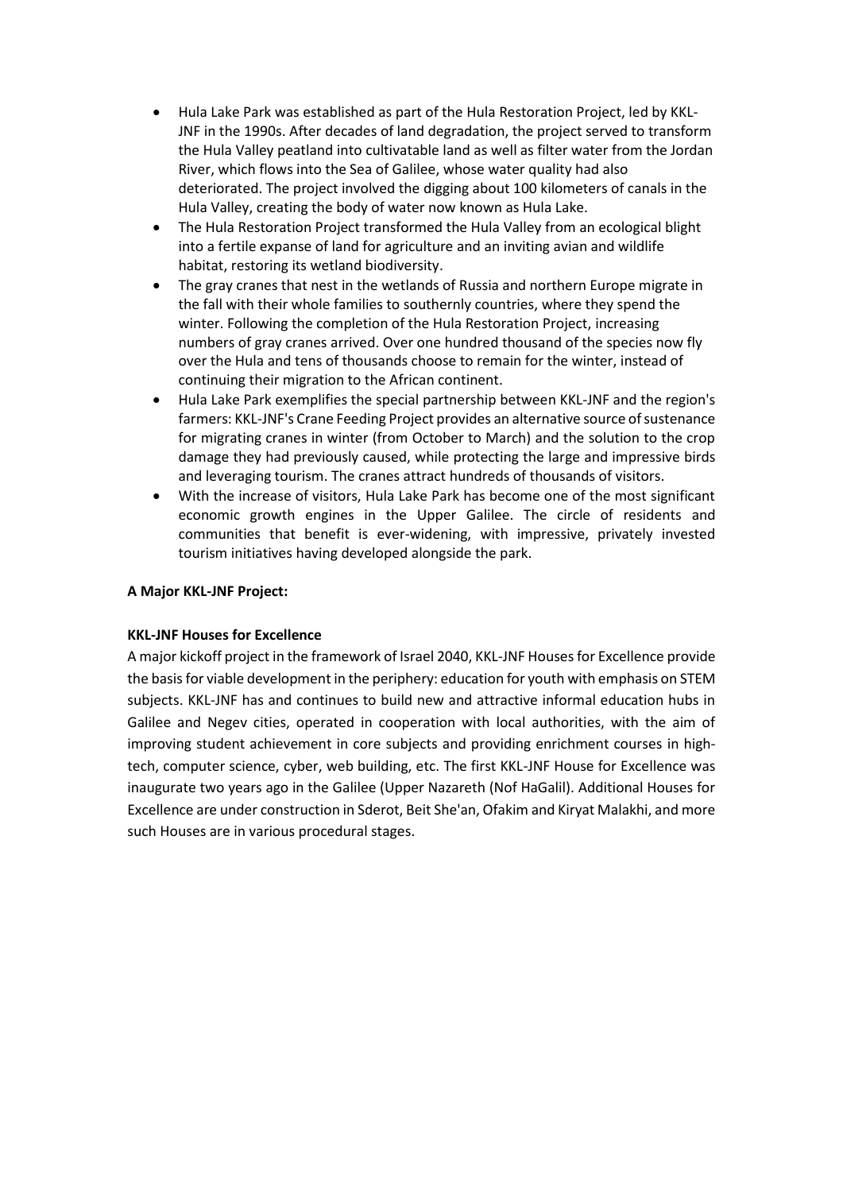- Hula Lake Park was established as part of the Hula Restoration Project, led by KKL-JNF in the 1990s. After decades of land degradation, the project served to transform the Hula Valley peatland into cultivatable land as well as filter water from the Jordan River, which flows into the Sea of Galilee, whose water quality had also deteriorated. The project involved the digging about 100 kilometers of canals in the Hula Valley, creating the body of water now known as Hula Lake.
- The Hula Restoration Project transformed the Hula Valley from an ecological blight into a fertile expanse of land for agriculture and an inviting avian and wildlife habitat, restoring its wetland biodiversity.
- The gray cranes that nest in the wetlands of Russia and northern Europe migrate in the fall with their whole families to southernly countries, where they spend the winter. Following the completion of the Hula Restoration Project, increasing numbers of gray cranes arrived. Over one hundred thousand of the species now fly over the Hula and tens of thousands choose to remain for the winter, instead of continuing their migration to the African continent.
- Hula Lake Park exemplifies the special partnership between KKL-JNF and the region's farmers: KKL-JNF's Crane Feeding Project provides an alternative source of sustenance for migrating cranes in winter (from October to March) and the solution to the crop damage they had previously caused, while protecting the large and impressive birds and leveraging tourism. The cranes attract hundreds of thousands of visitors.
- With the increase of visitors, Hula Lake Park has become one of the most significant economic growth engines in the Upper Galilee. The circle of residents and communities that benefit is ever-widening, with impressive, privately invested tourism initiatives having developed alongside the park.

**A Major KKL-JNF Project:**

**KKL-JNF Houses for Excellence**

A major kickoff project in the framework of Israel 2040, KKL-JNF Houses for Excellence provide the basis for viable development in the periphery: education for youth with emphasis on STEM subjects. KKL-JNF has and continues to build new and attractive informal education hubs in Galilee and Negev cities, operated in cooperation with local authorities, with the aim of improving student achievement in core subjects and providing enrichment courses in high-tech, computer science, cyber, web building, etc. The first KKL-JNF House for Excellence was inaugurate two years ago in the Galilee (Upper Nazareth (Nof HaGalil). Additional Houses for Excellence are under construction in Sderot, Beit She'an, Ofakim and Kiryat Malakhi, and more such Houses are in various procedural stages.